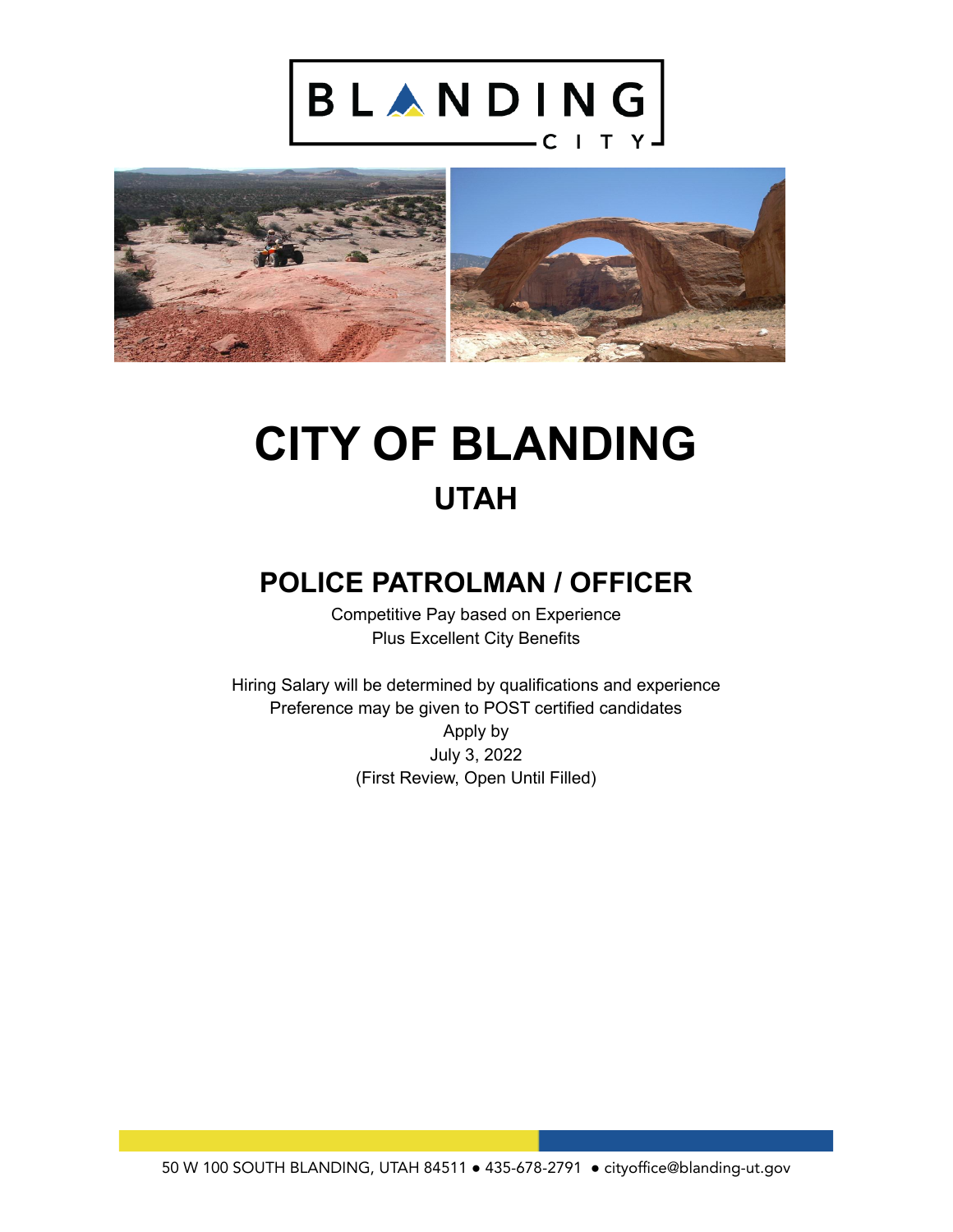# CITY OF BLANDING

## UTAH

## POLICE PATROLMAN / OFFICER

Competitive Pay based on Experience
Plus Excellent City Benefits

Hiring Salary will be determined by qualifications and experience
Preference may be given to POST certified candidates
Apply by
July 3, 2022
(First Review, Open Until Filled)

50 W 100 SOUTH BLANDING, UTAH 84511 ● 435-678-2791 ● cityoffice@blanding-ut.gov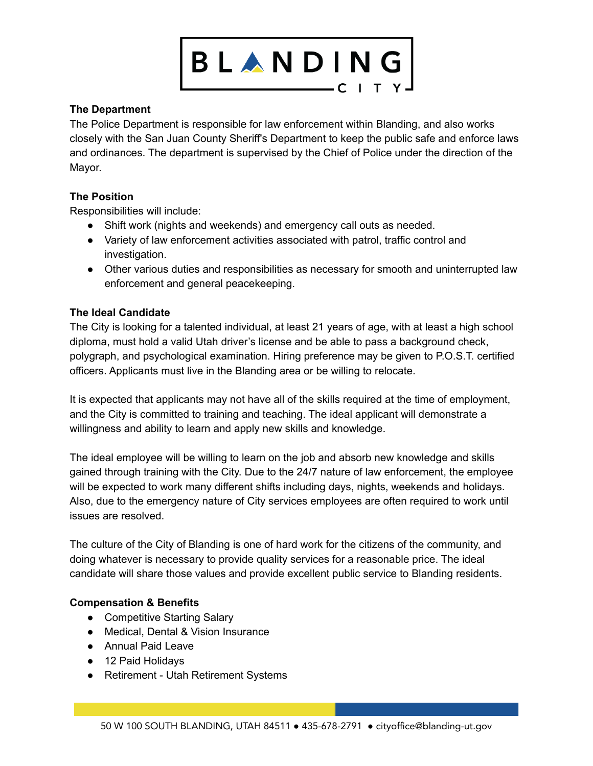**The Department**

The Police Department is responsible for law enforcement within Blanding, and also works closely with the San Juan County Sheriff's Department to keep the public safe and enforce laws and ordinances. The department is supervised by the Chief of Police under the direction of the Mayor.

**The Position**

Responsibilities will include:

- Shift work (nights and weekends) and emergency call outs as needed.
- Variety of law enforcement activities associated with patrol, traffic control and investigation.
- Other various duties and responsibilities as necessary for smooth and uninterrupted law enforcement and general peacekeeping.

**The Ideal Candidate**

The City is looking for a talented individual, at least 21 years of age, with at least a high school diploma, must hold a valid Utah driver's license and be able to pass a background check, polygraph, and psychological examination. Hiring preference may be given to P.O.S.T. certified officers. Applicants must live in the Blanding area or be willing to relocate.

It is expected that applicants may not have all of the skills required at the time of employment, and the City is committed to training and teaching. The ideal applicant will demonstrate a willingness and ability to learn and apply new skills and knowledge.

The ideal employee will be willing to learn on the job and absorb new knowledge and skills gained through training with the City. Due to the 24/7 nature of law enforcement, the employee will be expected to work many different shifts including days, nights, weekends and holidays. Also, due to the emergency nature of City services employees are often required to work until issues are resolved.

The culture of the City of Blanding is one of hard work for the citizens of the community, and doing whatever is necessary to provide quality services for a reasonable price. The ideal candidate will share those values and provide excellent public service to Blanding residents.

**Compensation & Benefits**

- Competitive Starting Salary
- Medical, Dental & Vision Insurance
- Annual Paid Leave
- 12 Paid Holidays
- Retirement - Utah Retirement Systems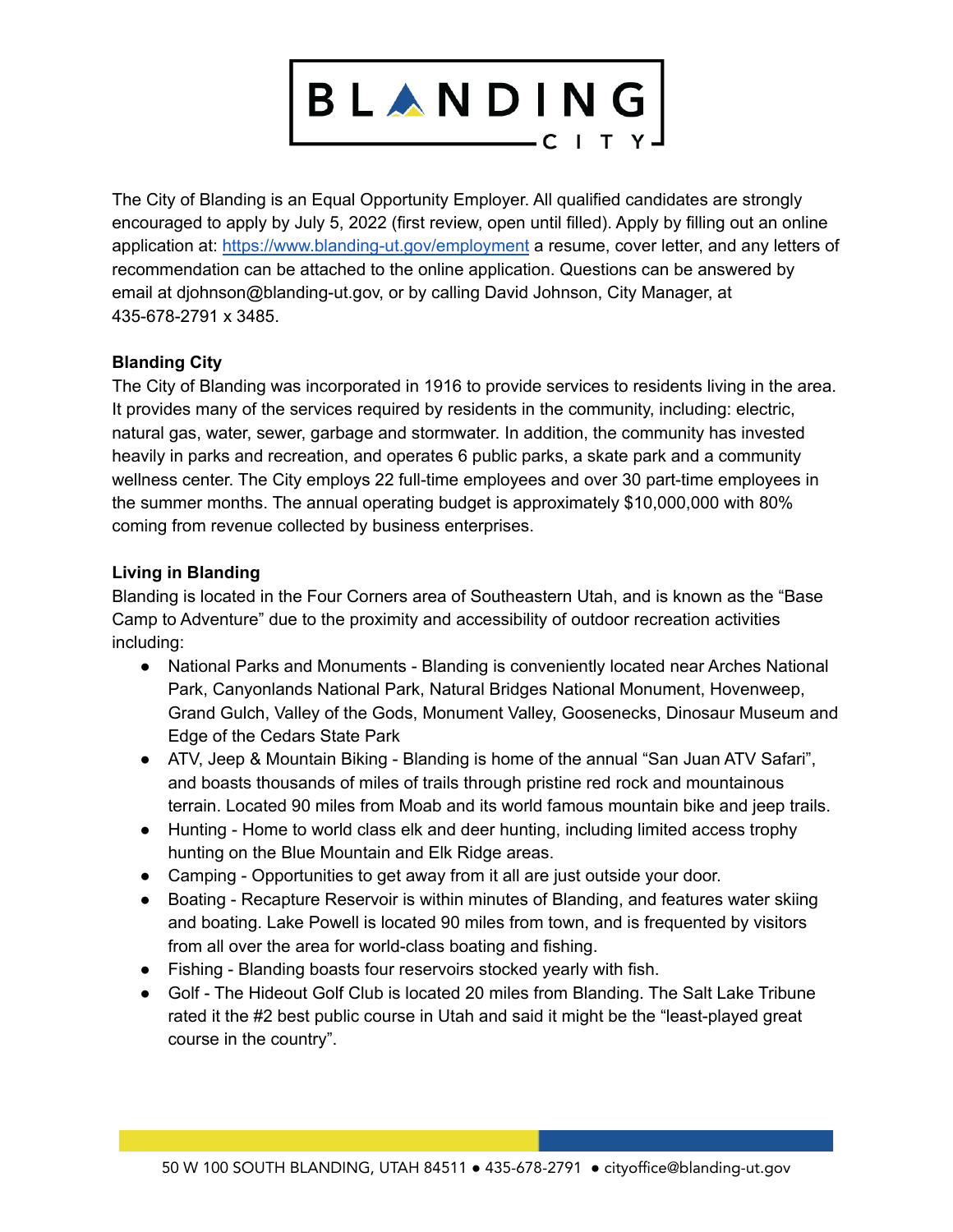The City of Blanding is an Equal Opportunity Employer. All qualified candidates are strongly encouraged to apply by July 5, 2022 (first review, open until filled). Apply by filling out an online application at: [https://www.blanding-ut.gov/employment](https://www.blanding-ut.gov/employment) a resume, cover letter, and any letters of recommendation can be attached to the online application. Questions can be answered by email at djohnson@blanding-ut.gov, or by calling David Johnson, City Manager, at 435-678-2791 x 3485.

**Blanding City**

The City of Blanding was incorporated in 1916 to provide services to residents living in the area. It provides many of the services required by residents in the community, including: electric, natural gas, water, sewer, garbage and stormwater. In addition, the community has invested heavily in parks and recreation, and operates 6 public parks, a skate park and a community wellness center. The City employs 22 full-time employees and over 30 part-time employees in the summer months. The annual operating budget is approximately $10,000,000 with 80% coming from revenue collected by business enterprises.

**Living in Blanding**

Blanding is located in the Four Corners area of Southeastern Utah, and is known as the "Base Camp to Adventure" due to the proximity and accessibility of outdoor recreation activities including:

- National Parks and Monuments - Blanding is conveniently located near Arches National Park, Canyonlands National Park, Natural Bridges National Monument, Hovenweep, Grand Gulch, Valley of the Gods, Monument Valley, Goosenecks, Dinosaur Museum and Edge of the Cedars State Park
- ATV, Jeep & Mountain Biking - Blanding is home of the annual "San Juan ATV Safari", and boasts thousands of miles of trails through pristine red rock and mountainous terrain. Located 90 miles from Moab and its world famous mountain bike and jeep trails.
- Hunting - Home to world class elk and deer hunting, including limited access trophy hunting on the Blue Mountain and Elk Ridge areas.
- Camping - Opportunities to get away from it all are just outside your door.
- Boating - Recapture Reservoir is within minutes of Blanding, and features water skiing and boating. Lake Powell is located 90 miles from town, and is frequented by visitors from all over the area for world-class boating and fishing.
- Fishing - Blanding boasts four reservoirs stocked yearly with fish.
- Golf - The Hideout Golf Club is located 20 miles from Blanding. The Salt Lake Tribune rated it the #2 best public course in Utah and said it might be the "least-played great course in the country".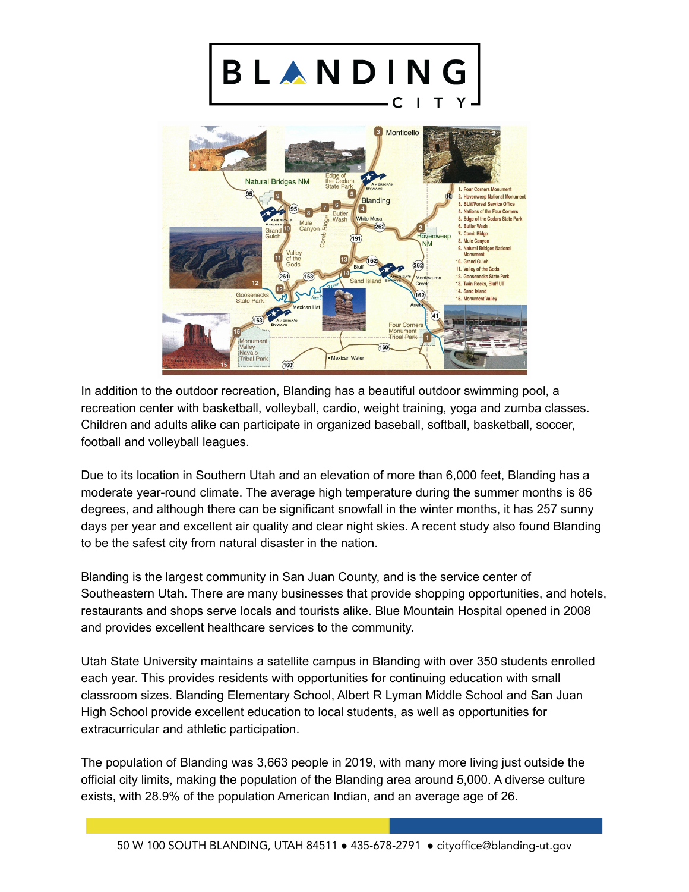# BLANDING CITY

Monticello
Edge of the Cedars State Park
Natural Bridges NM
Blanding
Butler Wash
Mule Canyon
Comb Ridge
White Mesa
Grand Gulch
Hovenweep NM
Valley of the Gods
Bluff
Sand Island
Montezuma Creek
Goosenecks State Park
Mexican Hat
Aneth
Four Corners Monument Tribal Park
Monument Valley Navajo Tribal Park
Mexican Water
San Juan River

1. Four Corners Monument
2. Hovenweep National Monument
3. BLM/Forest Service Office
4. Nations of the Four Corners
5. Edge of the Cedars State Park
6. Butler Wash
7. Comb Ridge
8. Mule Canyon
9. Natural Bridges National Monument
10. Grand Gulch
11. Valley of the Gods
12. Goosenecks State Park
13. Twin Rocks, Bluff UT
14. Sand Island
15. Monument Valley

In addition to the outdoor recreation, Blanding has a beautiful outdoor swimming pool, a recreation center with basketball, volleyball, cardio, weight training, yoga and zumba classes. Children and adults alike can participate in organized baseball, softball, basketball, soccer, football and volleyball leagues.

Due to its location in Southern Utah and an elevation of more than 6,000 feet, Blanding has a moderate year-round climate. The average high temperature during the summer months is 86 degrees, and although there can be significant snowfall in the winter months, it has 257 sunny days per year and excellent air quality and clear night skies. A recent study also found Blanding to be the safest city from natural disaster in the nation.

Blanding is the largest community in San Juan County, and is the service center of Southeastern Utah. There are many businesses that provide shopping opportunities, and hotels, restaurants and shops serve locals and tourists alike. Blue Mountain Hospital opened in 2008 and provides excellent healthcare services to the community.

Utah State University maintains a satellite campus in Blanding with over 350 students enrolled each year. This provides residents with opportunities for continuing education with small classroom sizes. Blanding Elementary School, Albert R Lyman Middle School and San Juan High School provide excellent education to local students, as well as opportunities for extracurricular and athletic participation.

The population of Blanding was 3,663 people in 2019, with many more living just outside the official city limits, making the population of the Blanding area around 5,000. A diverse culture exists, with 28.9% of the population American Indian, and an average age of 26.

50 W 100 SOUTH BLANDING, UTAH 84511 • 435-678-2791 • cityoffice@blanding-ut.gov